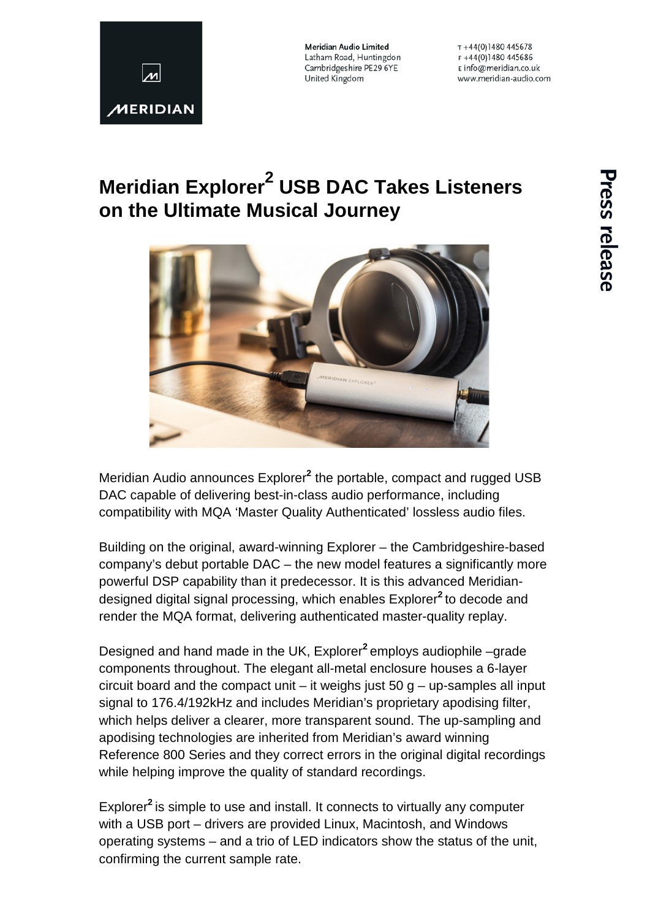Meridian Audio Limited
Latham Road, Huntingdon
Cambridgeshire PE29 6YE
United Kingdom

T +44(0)1480 445678
F +44(0)1480 445686
E info@meridian.co.uk
www.meridian-audio.com

Press release

# Meridian Explorer$^2$ USB DAC Takes Listeners on the Ultimate Musical Journey

Meridian Audio announces Explorer$^2$ the portable, compact and rugged USB DAC capable of delivering best-in-class audio performance, including compatibility with MQA 'Master Quality Authenticated' lossless audio files.

Building on the original, award-winning Explorer – the Cambridgeshire-based company's debut portable DAC – the new model features a significantly more powerful DSP capability than it predecessor. It is this advanced Meridian-designed digital signal processing, which enables Explorer$^2$ to decode and render the MQA format, delivering authenticated master-quality replay.

Designed and hand made in the UK, Explorer$^2$ employs audiophile –grade components throughout. The elegant all-metal enclosure houses a 6-layer circuit board and the compact unit – it weighs just 50 g – up-samples all input signal to 176.4/192kHz and includes Meridian's proprietary apodising filter, which helps deliver a clearer, more transparent sound. The up-sampling and apodising technologies are inherited from Meridian's award winning Reference 800 Series and they correct errors in the original digital recordings while helping improve the quality of standard recordings.

Explorer$^2$ is simple to use and install. It connects to virtually any computer with a USB port – drivers are provided Linux, Macintosh, and Windows operating systems – and a trio of LED indicators show the status of the unit, confirming the current sample rate.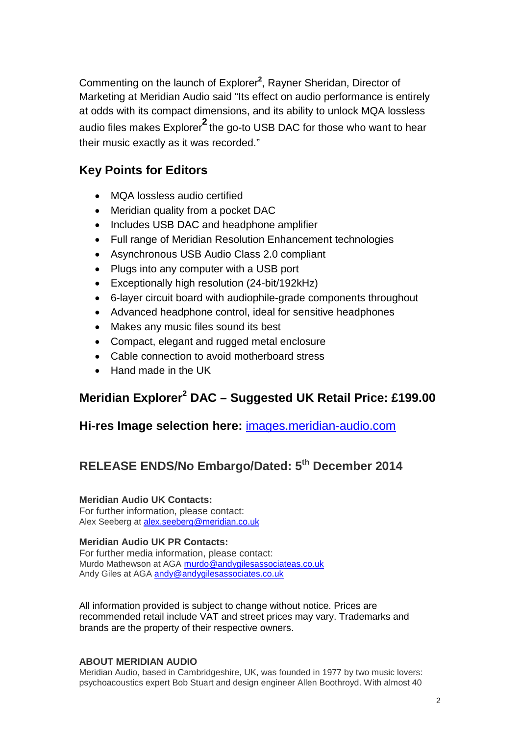Commenting on the launch of Explorer², Rayner Sheridan, Director of Marketing at Meridian Audio said "Its effect on audio performance is entirely at odds with its compact dimensions, and its ability to unlock MQA lossless audio files makes Explorer² the go-to USB DAC for those who want to hear their music exactly as it was recorded."

## Key Points for Editors

- MQA lossless audio certified
- Meridian quality from a pocket DAC
- Includes USB DAC and headphone amplifier
- Full range of Meridian Resolution Enhancement technologies
- Asynchronous USB Audio Class 2.0 compliant
- Plugs into any computer with a USB port
- Exceptionally high resolution (24-bit/192kHz)
- 6-layer circuit board with audiophile-grade components throughout
- Advanced headphone control, ideal for sensitive headphones
- Makes any music files sound its best
- Compact, elegant and rugged metal enclosure
- Cable connection to avoid motherboard stress
- Hand made in the UK

## Meridian Explorer² DAC – Suggested UK Retail Price: £199.00

## Hi-res Image selection here: images.meridian-audio.com

## RELEASE ENDS/No Embargo/Dated: 5th December 2014

**Meridian Audio UK Contacts:**
For further information, please contact:
Alex Seeberg at alex.seeberg@meridian.co.uk

**Meridian Audio UK PR Contacts:**
For further media information, please contact:
Murdo Mathewson at AGA murdo@andygilesassociateas.co.uk
Andy Giles at AGA andy@andygilesassociates.co.uk

All information provided is subject to change without notice. Prices are recommended retail include VAT and street prices may vary. Trademarks and brands are the property of their respective owners.

**ABOUT MERIDIAN AUDIO**
Meridian Audio, based in Cambridgeshire, UK, was founded in 1977 by two music lovers: psychoacoustics expert Bob Stuart and design engineer Allen Boothroyd. With almost 40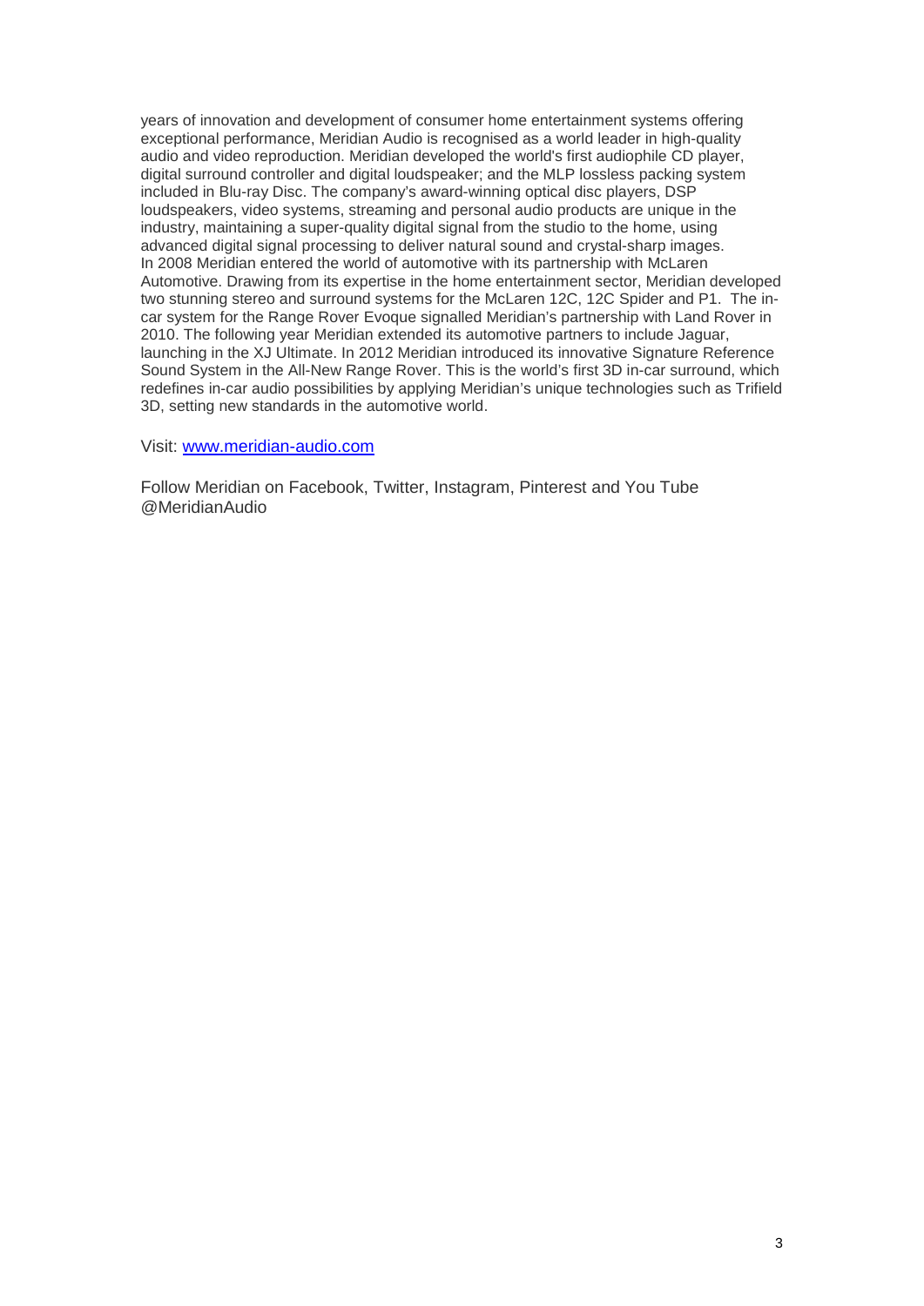years of innovation and development of consumer home entertainment systems offering exceptional performance, Meridian Audio is recognised as a world leader in high-quality audio and video reproduction. Meridian developed the world's first audiophile CD player, digital surround controller and digital loudspeaker; and the MLP lossless packing system included in Blu-ray Disc. The company's award-winning optical disc players, DSP loudspeakers, video systems, streaming and personal audio products are unique in the industry, maintaining a super-quality digital signal from the studio to the home, using advanced digital signal processing to deliver natural sound and crystal-sharp images.
In 2008 Meridian entered the world of automotive with its partnership with McLaren Automotive. Drawing from its expertise in the home entertainment sector, Meridian developed two stunning stereo and surround systems for the McLaren 12C, 12C Spider and P1. The in-car system for the Range Rover Evoque signalled Meridian's partnership with Land Rover in 2010. The following year Meridian extended its automotive partners to include Jaguar, launching in the XJ Ultimate. In 2012 Meridian introduced its innovative Signature Reference Sound System in the All-New Range Rover. This is the world's first 3D in-car surround, which redefines in-car audio possibilities by applying Meridian's unique technologies such as Trifield 3D, setting new standards in the automotive world.

Visit: [www.meridian-audio.com](http://www.meridian-audio.com)

Follow Meridian on Facebook, Twitter, Instagram, Pinterest and You Tube @MeridianAudio